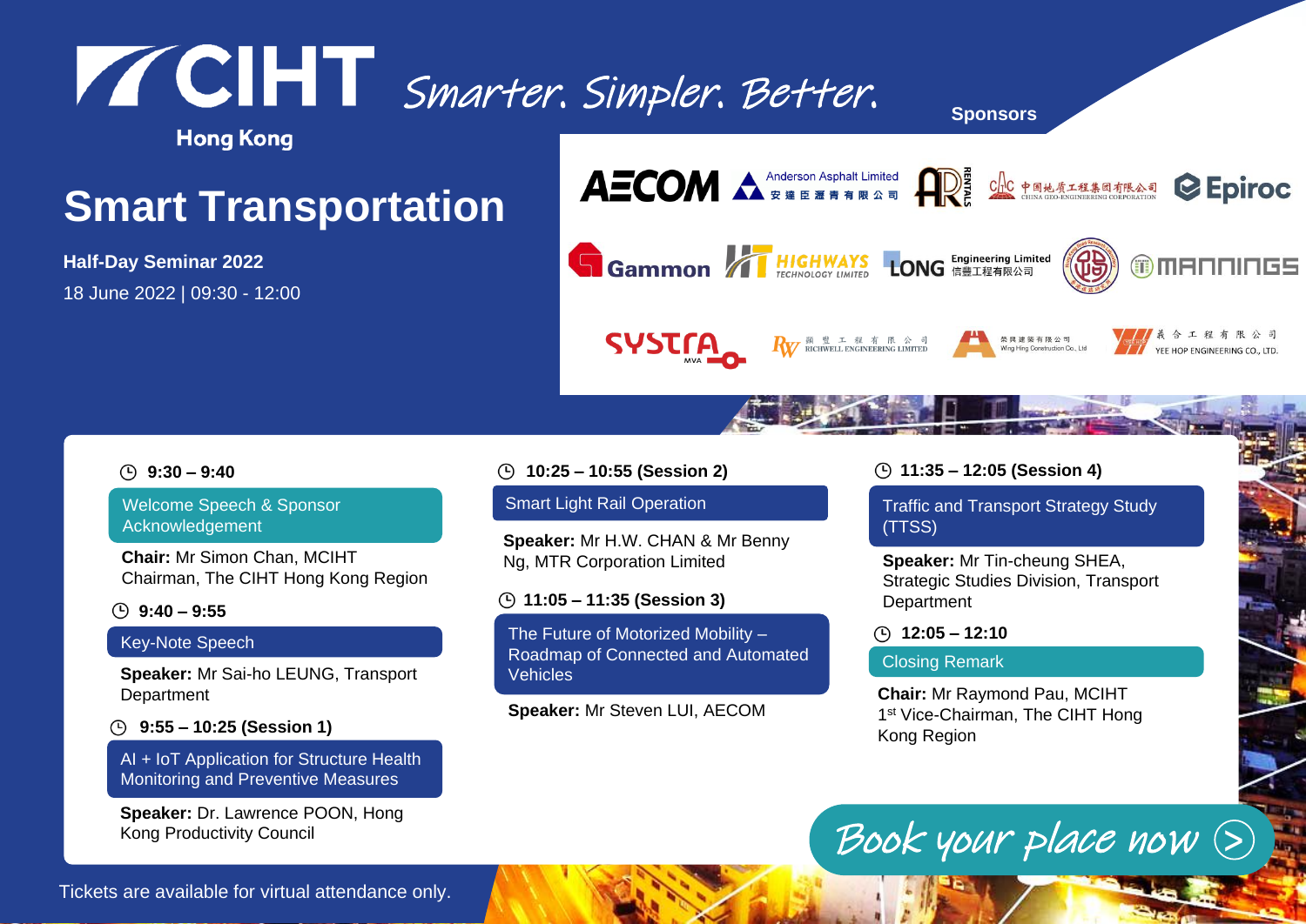# CIHT Hong Kong

*Smarter. Simpler. Better.*

## Smart Transportation

**Half-Day Seminar 2022**

18 June 2022 | 09:30 - 12:00

**Sponsors**

AECOM, Anderson Asphalt Limited 安達臣瀝青有限公司, AR Rentals, 中国地质工程集团有限公司 China Geo-Engineering Corporation, Epiroc, Gammon, HT Highways Technology Limited, Long Engineering Limited 信豐工程有限公司, Mannings, SYSTRA MVA, 匯豐工程有限公司 Richwell Engineering Limited, 榮興建築有限公司 Wing Hing Construction Co., Ltd, 義合工程有限公司 Yee Hop Engineering Co., Ltd.

**9:30 – 9:40**

Welcome Speech & Sponsor Acknowledgement

**Chair:** Mr Simon Chan, MCIHT
Chairman, The CIHT Hong Kong Region

**9:40 – 9:55**

Key-Note Speech

**Speaker:** Mr Sai-ho LEUNG, Transport Department

**9:55 – 10:25 (Session 1)**

AI + IoT Application for Structure Health Monitoring and Preventive Measures

**Speaker:** Dr. Lawrence POON, Hong Kong Productivity Council

**10:25 – 10:55 (Session 2)**

Smart Light Rail Operation

**Speaker:** Mr H.W. CHAN & Mr Benny Ng, MTR Corporation Limited

**11:05 – 11:35 (Session 3)**

The Future of Motorized Mobility – Roadmap of Connected and Automated Vehicles

**Speaker:** Mr Steven LUI, AECOM

**11:35 – 12:05 (Session 4)**

Traffic and Transport Strategy Study (TTSS)

**Speaker:** Mr Tin-cheung SHEA, Strategic Studies Division, Transport Department

**12:05 – 12:10**

Closing Remark

**Chair:** Mr Raymond Pau, MCIHT
1st Vice-Chairman, The CIHT Hong Kong Region

*Book your place now*

Tickets are available for virtual attendance only.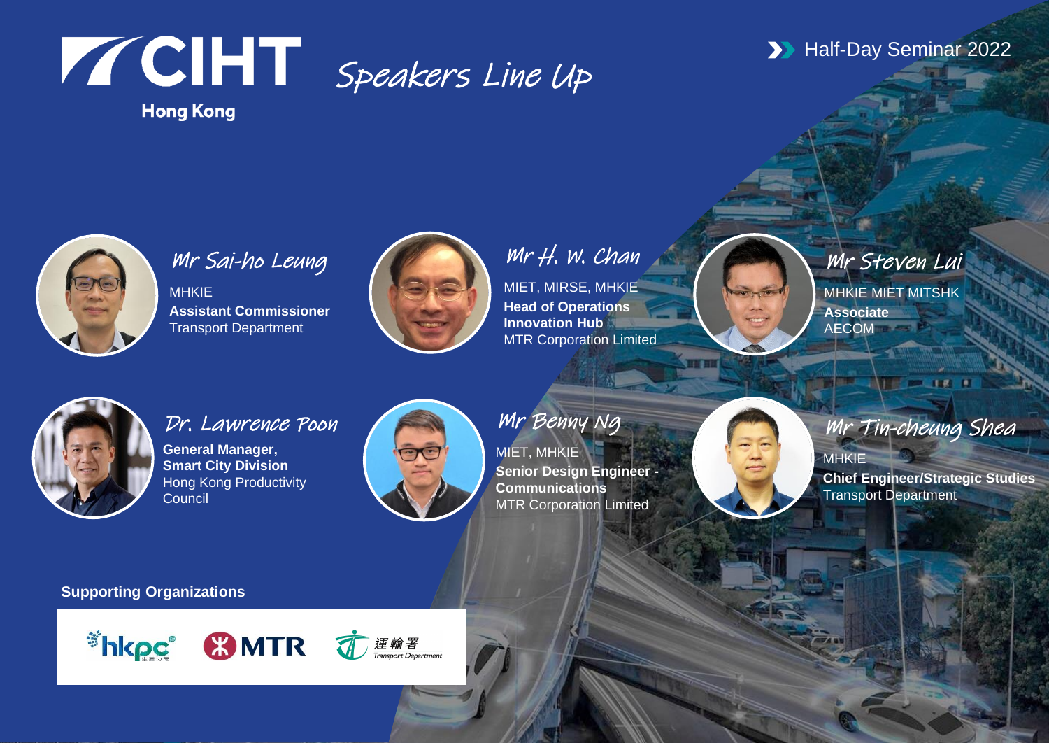# CIHT Hong Kong

## Speakers Line Up

Half-Day Seminar 2022

### Mr Sai-ho Leung

MHKIE
**Assistant Commissioner**
Transport Department

### Mr H. W. Chan

MIET, MIRSE, MHKIE
**Head of Operations Innovation Hub**
MTR Corporation Limited

### Mr Steven Lui

MHKIE MIET MITSHK
**Associate**
AECOM

### Dr. Lawrence Poon

**General Manager, Smart City Division**
Hong Kong Productivity Council

### Mr Benny Ng

MIET, MHKIE
**Senior Design Engineer - Communications**
MTR Corporation Limited

### Mr Tin-cheung Shea

MHKIE
**Chief Engineer/Strategic Studies**
Transport Department

**Supporting Organizations**

hkpc 生產力局
MTR
運輸署 Transport Department